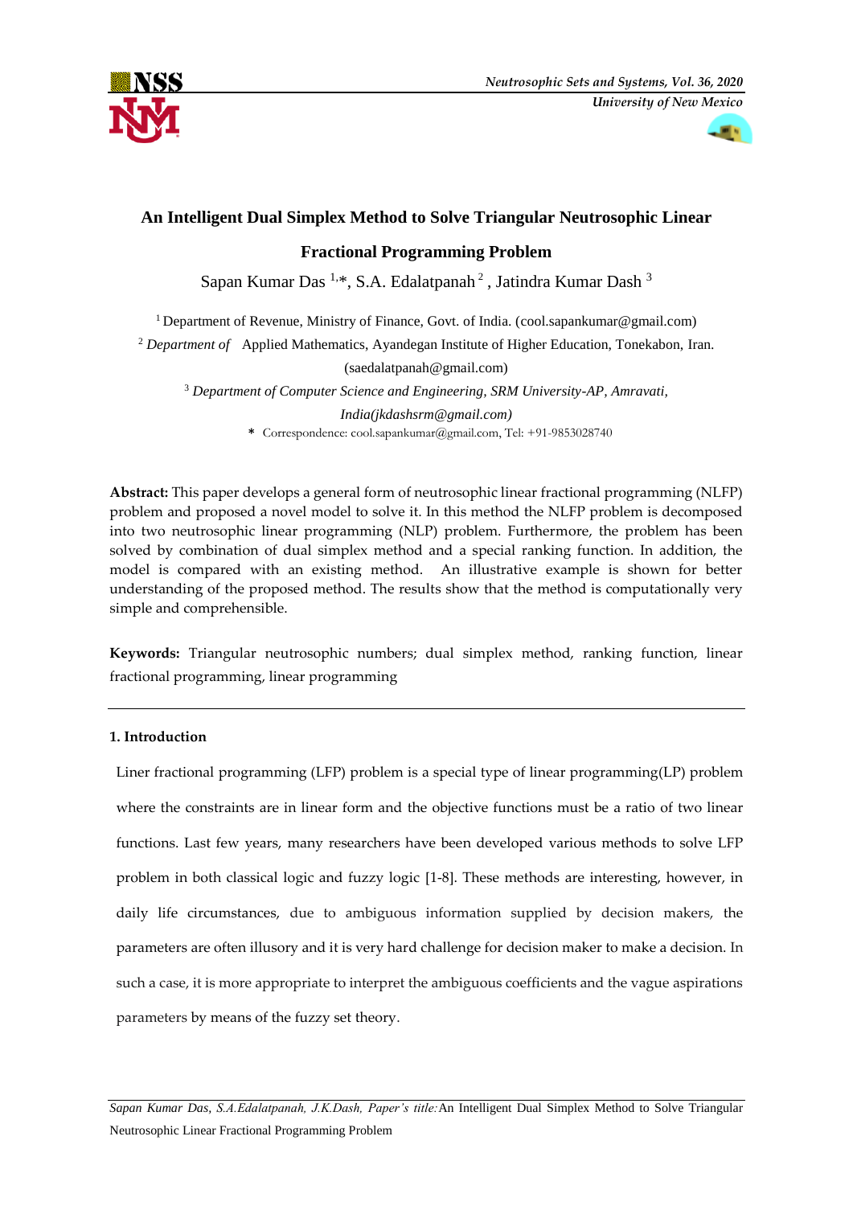# An Intelligent Dual Simplex Method to Solve Triangular Neutrosophic Linear Fractional Programming Problem

Sapan Kumar Das [1,*], S.A. Edalatpanah [2], Jatindra Kumar Dash [3]

[1] Department of Revenue, Ministry of Finance, Govt. of India. (cool.sapankumar@gmail.com)

[2] *Department of* Applied Mathematics, Ayandegan Institute of Higher Education, Tonekabon, Iran. (saedalatpanah@gmail.com)

[3] *Department of Computer Science and Engineering, SRM University-AP, Amravati, India(jkdashsrm@gmail.com)*

* Correspondence: cool.sapankumar@gmail.com, Tel: +91-9853028740

**Abstract:** This paper develops a general form of neutrosophic linear fractional programming (NLFP) problem and proposed a novel model to solve it. In this method the NLFP problem is decomposed into two neutrosophic linear programming (NLP) problem. Furthermore, the problem has been solved by combination of dual simplex method and a special ranking function. In addition, the model is compared with an existing method. An illustrative example is shown for better understanding of the proposed method. The results show that the method is computationally very simple and comprehensible.

**Keywords:** Triangular neutrosophic numbers; dual simplex method, ranking function, linear fractional programming, linear programming

## 1. Introduction

Liner fractional programming (LFP) problem is a special type of linear programming(LP) problem where the constraints are in linear form and the objective functions must be a ratio of two linear functions. Last few years, many researchers have been developed various methods to solve LFP problem in both classical logic and fuzzy logic [1-8]. These methods are interesting, however, in daily life circumstances, due to ambiguous information supplied by decision makers, the parameters are often illusory and it is very hard challenge for decision maker to make a decision. In such a case, it is more appropriate to interpret the ambiguous coefficients and the vague aspirations parameters by means of the fuzzy set theory.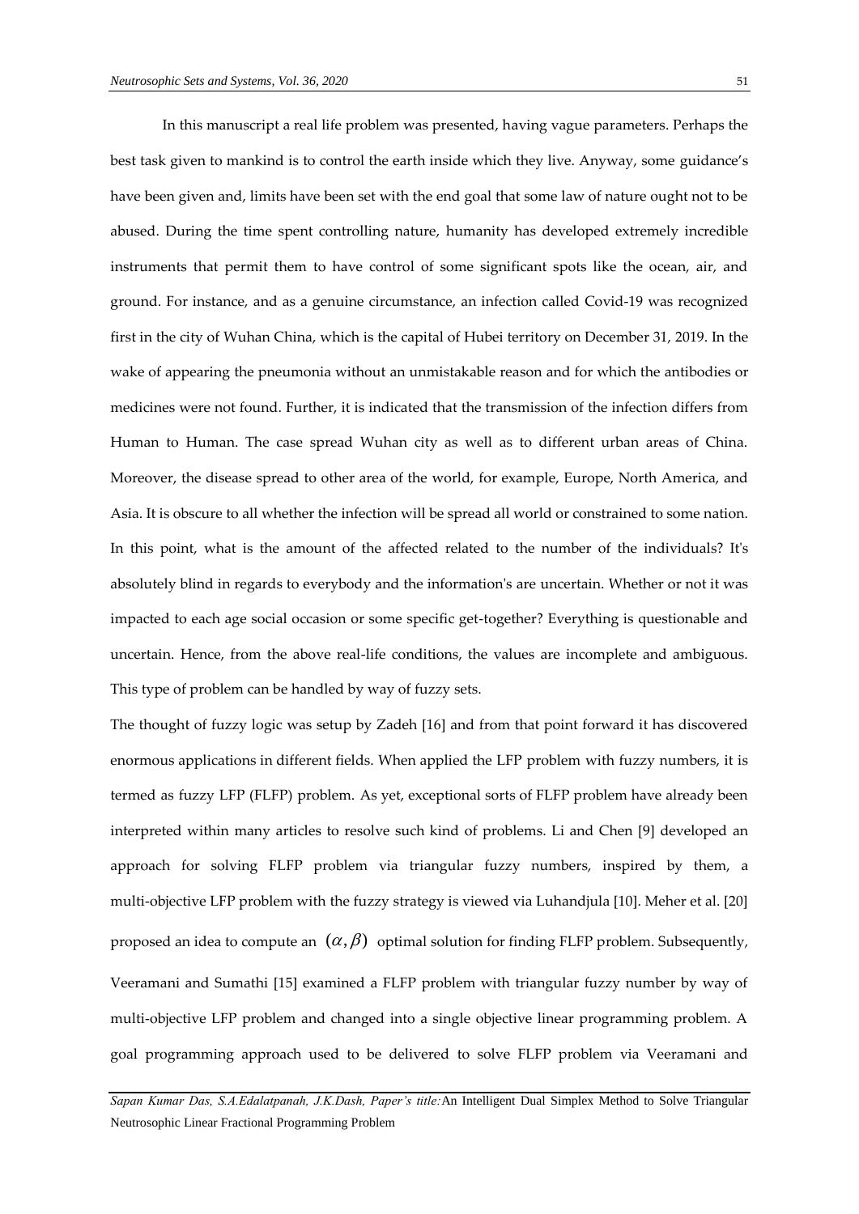In this manuscript a real life problem was presented, having vague parameters. Perhaps the best task given to mankind is to control the earth inside which they live. Anyway, some guidance's have been given and, limits have been set with the end goal that some law of nature ought not to be abused. During the time spent controlling nature, humanity has developed extremely incredible instruments that permit them to have control of some significant spots like the ocean, air, and ground. For instance, and as a genuine circumstance, an infection called Covid-19 was recognized first in the city of Wuhan China, which is the capital of Hubei territory on December 31, 2019. In the wake of appearing the pneumonia without an unmistakable reason and for which the antibodies or medicines were not found. Further, it is indicated that the transmission of the infection differs from Human to Human. The case spread Wuhan city as well as to different urban areas of China. Moreover, the disease spread to other area of the world, for example, Europe, North America, and Asia. It is obscure to all whether the infection will be spread all world or constrained to some nation. In this point, what is the amount of the affected related to the number of the individuals? It's absolutely blind in regards to everybody and the information's are uncertain. Whether or not it was impacted to each age social occasion or some specific get-together? Everything is questionable and uncertain. Hence, from the above real-life conditions, the values are incomplete and ambiguous. This type of problem can be handled by way of fuzzy sets.

The thought of fuzzy logic was setup by Zadeh [16] and from that point forward it has discovered enormous applications in different fields. When applied the LFP problem with fuzzy numbers, it is termed as fuzzy LFP (FLFP) problem. As yet, exceptional sorts of FLFP problem have already been interpreted within many articles to resolve such kind of problems. Li and Chen [9] developed an approach for solving FLFP problem via triangular fuzzy numbers, inspired by them, a multi-objective LFP problem with the fuzzy strategy is viewed via Luhandjula [10]. Meher et al. [20] proposed an idea to compute an $(\alpha, \beta)$ optimal solution for finding FLFP problem. Subsequently, Veeramani and Sumathi [15] examined a FLFP problem with triangular fuzzy number by way of multi-objective LFP problem and changed into a single objective linear programming problem. A goal programming approach used to be delivered to solve FLFP problem via Veeramani and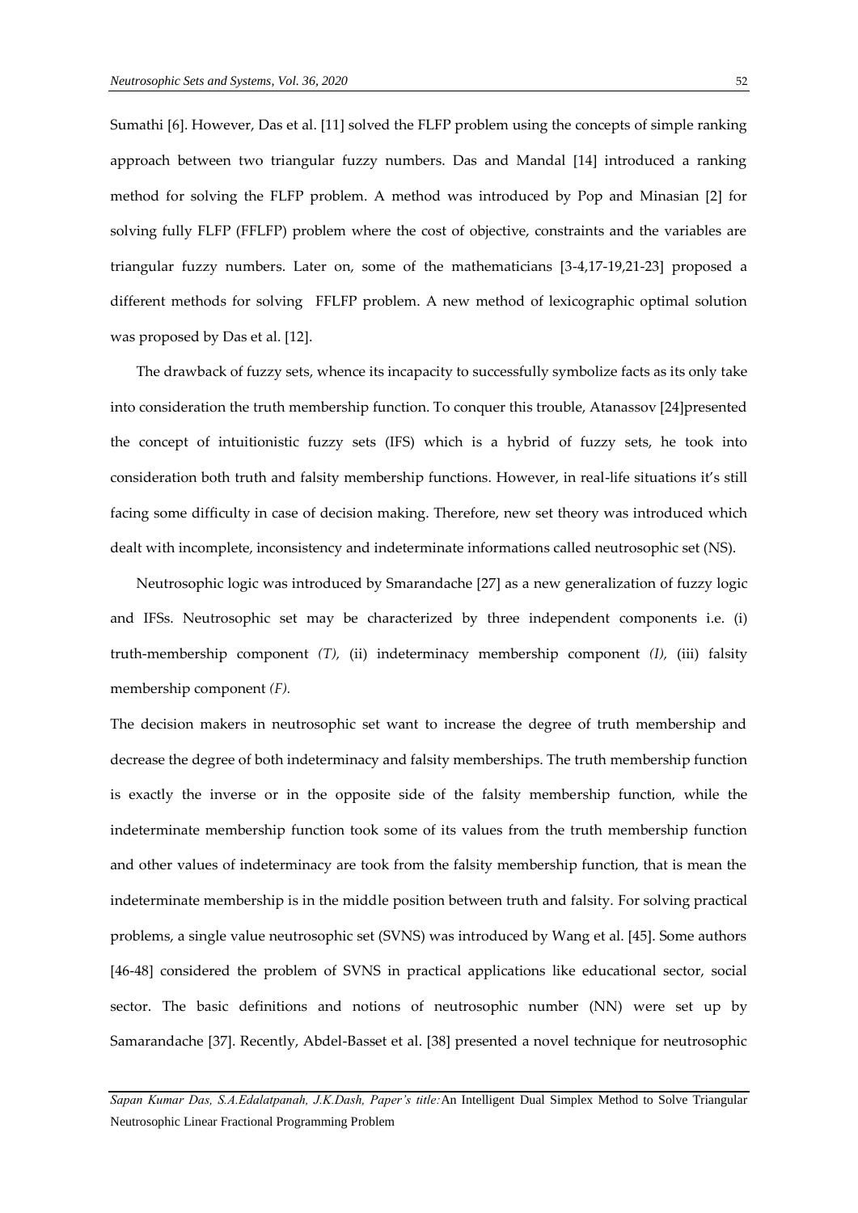Sumathi [6]. However, Das et al. [11] solved the FLFP problem using the concepts of simple ranking approach between two triangular fuzzy numbers. Das and Mandal [14] introduced a ranking method for solving the FLFP problem. A method was introduced by Pop and Minasian [2] for solving fully FLFP (FFLFP) problem where the cost of objective, constraints and the variables are triangular fuzzy numbers. Later on, some of the mathematicians [3-4,17-19,21-23] proposed a different methods for solving FFLFP problem. A new method of lexicographic optimal solution was proposed by Das et al. [12].

The drawback of fuzzy sets, whence its incapacity to successfully symbolize facts as its only take into consideration the truth membership function. To conquer this trouble, Atanassov [24]presented the concept of intuitionistic fuzzy sets (IFS) which is a hybrid of fuzzy sets, he took into consideration both truth and falsity membership functions. However, in real-life situations it's still facing some difficulty in case of decision making. Therefore, new set theory was introduced which dealt with incomplete, inconsistency and indeterminate informations called neutrosophic set (NS).

Neutrosophic logic was introduced by Smarandache [27] as a new generalization of fuzzy logic and IFSs. Neutrosophic set may be characterized by three independent components i.e. (i) truth-membership component *(T),* (ii) indeterminacy membership component *(I),* (iii) falsity membership component *(F).*

The decision makers in neutrosophic set want to increase the degree of truth membership and decrease the degree of both indeterminacy and falsity memberships. The truth membership function is exactly the inverse or in the opposite side of the falsity membership function, while the indeterminate membership function took some of its values from the truth membership function and other values of indeterminacy are took from the falsity membership function, that is mean the indeterminate membership is in the middle position between truth and falsity. For solving practical problems, a single value neutrosophic set (SVNS) was introduced by Wang et al. [45]. Some authors [46-48] considered the problem of SVNS in practical applications like educational sector, social sector. The basic definitions and notions of neutrosophic number (NN) were set up by Samarandache [37]. Recently, Abdel-Basset et al. [38] presented a novel technique for neutrosophic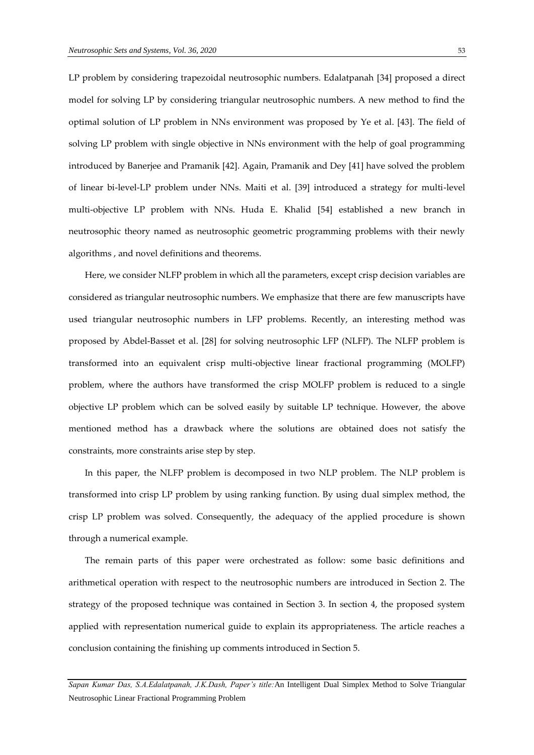LP problem by considering trapezoidal neutrosophic numbers. Edalatpanah [34] proposed a direct model for solving LP by considering triangular neutrosophic numbers. A new method to find the optimal solution of LP problem in NNs environment was proposed by Ye et al. [43]. The field of solving LP problem with single objective in NNs environment with the help of goal programming introduced by Banerjee and Pramanik [42]. Again, Pramanik and Dey [41] have solved the problem of linear bi-level-LP problem under NNs. Maiti et al. [39] introduced a strategy for multi-level multi-objective LP problem with NNs. Huda E. Khalid [54] established a new branch in neutrosophic theory named as neutrosophic geometric programming problems with their newly algorithms , and novel definitions and theorems.

Here, we consider NLFP problem in which all the parameters, except crisp decision variables are considered as triangular neutrosophic numbers. We emphasize that there are few manuscripts have used triangular neutrosophic numbers in LFP problems. Recently, an interesting method was proposed by Abdel-Basset et al. [28] for solving neutrosophic LFP (NLFP). The NLFP problem is transformed into an equivalent crisp multi-objective linear fractional programming (MOLFP) problem, where the authors have transformed the crisp MOLFP problem is reduced to a single objective LP problem which can be solved easily by suitable LP technique. However, the above mentioned method has a drawback where the solutions are obtained does not satisfy the constraints, more constraints arise step by step.

In this paper, the NLFP problem is decomposed in two NLP problem. The NLP problem is transformed into crisp LP problem by using ranking function. By using dual simplex method, the crisp LP problem was solved. Consequently, the adequacy of the applied procedure is shown through a numerical example.

The remain parts of this paper were orchestrated as follow: some basic definitions and arithmetical operation with respect to the neutrosophic numbers are introduced in Section 2. The strategy of the proposed technique was contained in Section 3. In section 4, the proposed system applied with representation numerical guide to explain its appropriateness. The article reaches a conclusion containing the finishing up comments introduced in Section 5.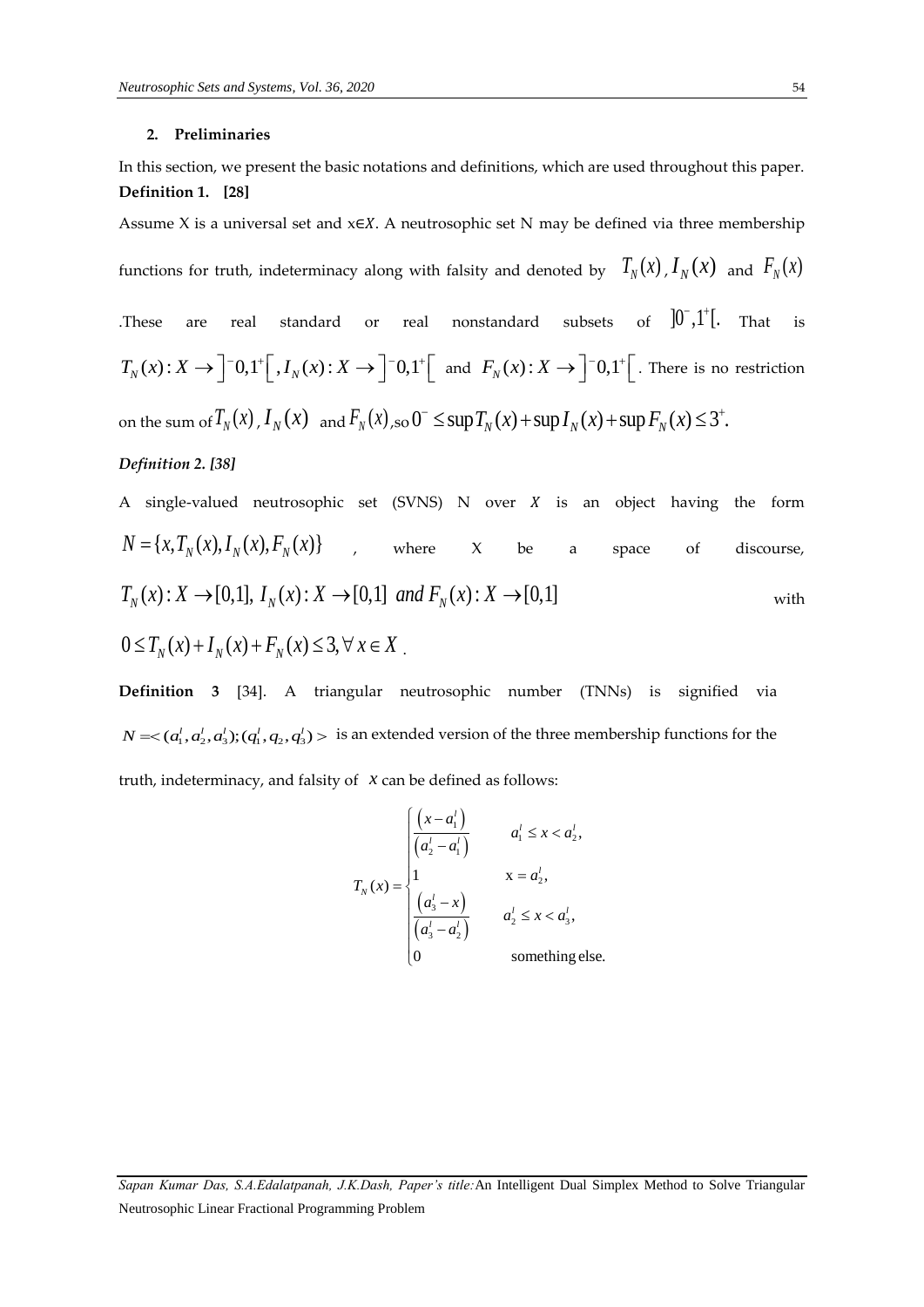## 2. Preliminaries

In this section, we present the basic notations and definitions, which are used throughout this paper.

**Definition 1. [28]**

Assume X is a universal set and $x \in X$. A neutrosophic set N may be defined via three membership functions for truth, indeterminacy along with falsity and denoted by $T_N(x)$, $I_N(x)$ and $F_N(x)$. These are real standard or real nonstandard subsets of $]0^-, 1^+[$. That is $T_N(x): X \to \left]^-0, 1^+\right[$, $I_N(x): X \to \left]^-0, 1^+\right[$ and $F_N(x): X \to \left]^-0, 1^+\right[$. There is no restriction on the sum of $T_N(x)$, $I_N(x)$ and $F_N(x)$, so $0^- \leq \sup T_N(x) + \sup I_N(x) + \sup F_N(x) \leq 3^+$.

***Definition 2. [38]***

A single-valued neutrosophic set (SVNS) N over $X$ is an object having the form $N = \{x, T_N(x), I_N(x), F_N(x)\}$, where X be a space of discourse, $T_N(x): X \to [0,1]$, $I_N(x): X \to [0,1]$ *and* $F_N(x): X \to [0,1]$ with $0 \leq T_N(x) + I_N(x) + F_N(x) \leq 3, \forall x \in X$.

**Definition 3** [34]. A triangular neutrosophic number (TNNs) is signified via $N = <(a_1^l, a_2^l, a_3^l); (q_1^l, q_2, q_3^l)>$ is an extended version of the three membership functions for the truth, indeterminacy, and falsity of $x$ can be defined as follows:

$$T_N(x) = \begin{cases} \dfrac{\left(x - a_1^l\right)}{\left(a_2^l - a_1^l\right)} & a_1^l \leq x < a_2^l, \\ 1 & \text{x} = a_2^l, \\ \dfrac{\left(a_3^l - x\right)}{\left(a_3^l - a_2^l\right)} & a_2^l \leq x < a_3^l, \\ 0 & \text{something else.} \end{cases}$$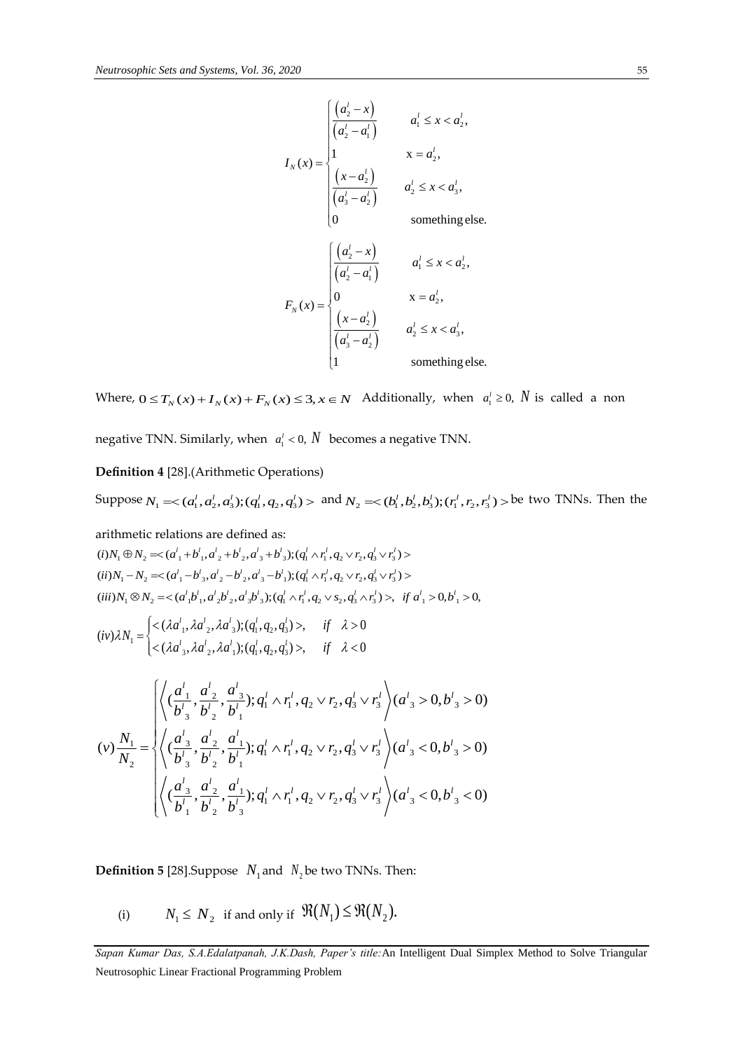$$I_N(x) = \begin{cases} \frac{(a_2^l - x)}{(a_2^l - a_1^l)} & a_1^l \le x < a_2^l, \\ 1 & \text{x} = a_2^l, \\ \frac{(x - a_2^l)}{(a_3^l - a_2^l)} & a_2^l \le x < a_3^l, \\ 0 & \text{something else.} \end{cases}$$

$$F_N(x) = \begin{cases} \frac{(a_2^l - x)}{(a_2^l - a_1^l)} & a_1^l \le x < a_2^l, \\ 0 & \text{x} = a_2^l, \\ \frac{(x - a_2^l)}{(a_3^l - a_2^l)} & a_2^l \le x < a_3^l, \\ 1 & \text{something else.} \end{cases}$$

Where, $0 \le T_N(x) + I_N(x) + F_N(x) \le 3, x \in N$ Additionally, when $a_1^l \ge 0,$ $N$ is called a non negative TNN. Similarly, when $a_1^l < 0,$ $N$ becomes a negative TNN.

**Definition 4** [28].(Arithmetic Operations)

Suppose $N_1 = <(a_1^l, a_2^l, a_3^l);(q_1^l, q_2, q_3^l)>$ and $N_2 = <(b_1^l, b_2^l, b_3^l);(r_1^l, r_2, r_3^l)>$ be two TNNs. Then the arithmetic relations are defined as:

$(i) N_1 \oplus N_2 = <(a^l{}_1 + b^l{}_1, a^l{}_2 + b^l{}_2, a^l{}_3 + b^l{}_3);(q_1^l \wedge r_1^l, q_2 \vee r_2, q_3^l \vee r_3^l)>$

$(ii) N_1 - N_2 = <(a^l{}_1 - b^l{}_3, a^l{}_2 - b^l{}_2, a^l{}_3 - b^l{}_1);(q_1^l \wedge r_1^l, q_2 \vee r_2, q_3^l \vee r_3^l)>$

$(iii) N_1 \otimes N_2 = <(a^l{}_1 b^l{}_1, a^l{}_2 b^l{}_2, a^l{}_3 b^l{}_3);(q_1^l \wedge r_1^l, q_2 \vee s_2, q_3^l \wedge r_3^l)>, \quad if \; a^l{}_1 > 0, b^l{}_1 > 0,$

$$(iv) \lambda N_1 = \begin{cases} <(\lambda a^l{}_1, \lambda a^l{}_2, \lambda a^l{}_3);(q_1^l, q_2, q_3^l)>, & if \quad \lambda > 0 \\ <(\lambda a^l{}_3, \lambda a^l{}_2, \lambda a^l{}_1);(q_1^l, q_2, q_3^l)>, & if \quad \lambda < 0 \end{cases}$$

$$(v) \frac{N_1}{N_2} = \begin{cases} \left\langle (\frac{a^l{}_1}{b^l{}_3}, \frac{a^l{}_2}{b^l{}_2}, \frac{a^l{}_3}{b^l{}_1}); q_1^l \wedge r_1^l, q_2 \vee r_2, q_3^l \vee r_3^l \right\rangle (a^l{}_3 > 0, b^l{}_3 > 0) \\ \left\langle (\frac{a^l{}_3}{b^l{}_3}, \frac{a^l{}_2}{b^l{}_2}, \frac{a^l{}_1}{b^l{}_1}); q_1^l \wedge r_1^l, q_2 \vee r_2, q_3^l \vee r_3^l \right\rangle (a^l{}_3 < 0, b^l{}_3 > 0) \\ \left\langle (\frac{a^l{}_3}{b^l{}_1}, \frac{a^l{}_2}{b^l{}_2}, \frac{a^l{}_1}{b^l{}_3}); q_1^l \wedge r_1^l, q_2 \vee r_2, q_3^l \vee r_3^l \right\rangle (a^l{}_3 < 0, b^l{}_3 < 0) \end{cases}$$

**Definition 5** [28].Suppose $N_1$ and $N_2$ be two TNNs. Then:

(i) $N_1 \le N_2$ if and only if $\Re(N_1) \le \Re(N_2).$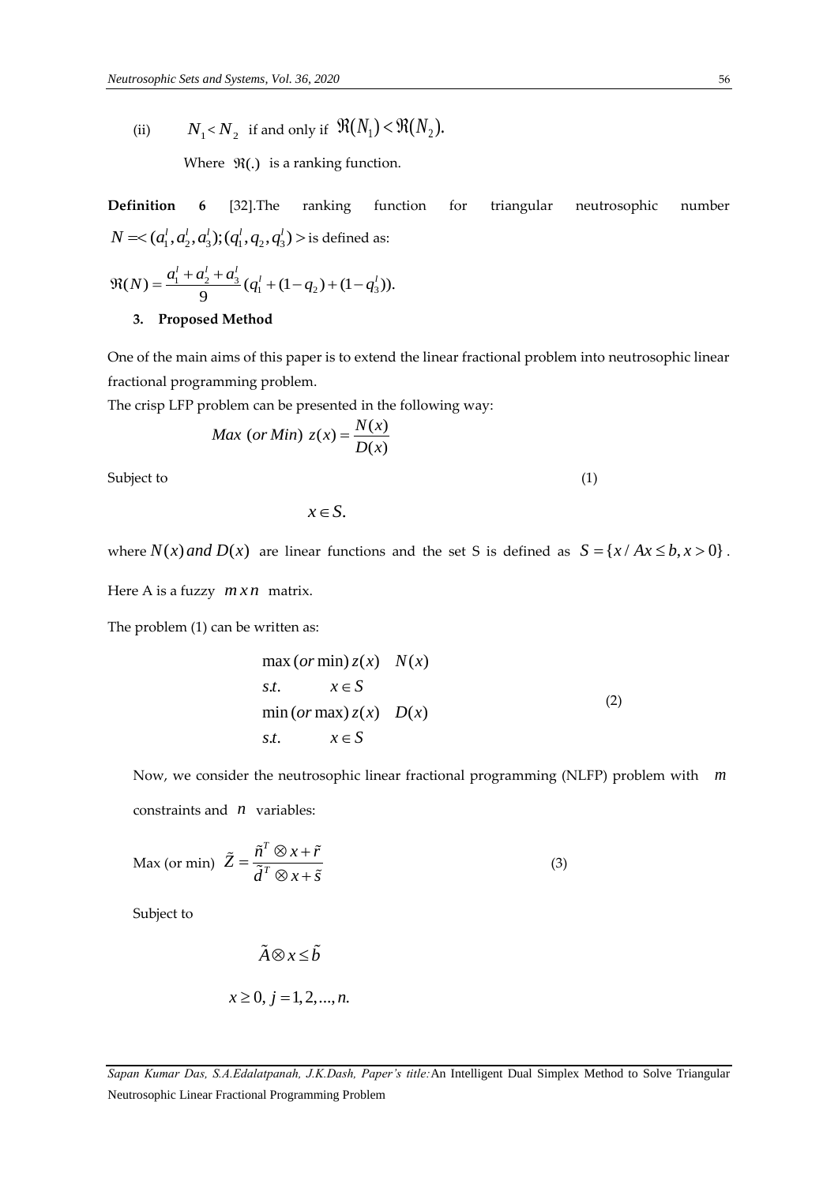(ii) $N_1 < N_2$ if and only if $\Re(N_1) < \Re(N_2)$.

Where $\Re(.)$ is a ranking function.

**Definition 6** [32].The ranking function for triangular neutrosophic number $N = <(a_1^l, a_2^l, a_3^l); (q_1^l, q_2, q_3^l)>$ is defined as:

$$\Re(N) = \frac{a_1^l + a_2^l + a_3^l}{9}(q_1^l + (1 - q_2) + (1 - q_3^l)).$$

## 3. Proposed Method

One of the main aims of this paper is to extend the linear fractional problem into neutrosophic linear fractional programming problem.

The crisp LFP problem can be presented in the following way:

$$Max\ (or\ Min)\ z(x) = \frac{N(x)}{D(x)}$$

Subject to (1)

$$x \in S.$$

where $N(x)\, and\, D(x)$ are linear functions and the set S is defined as $S = \{x / Ax \leq b, x > 0\}$.

Here A is a fuzzy $m\,x\,n$ matrix.

The problem (1) can be written as:

$$\begin{array}{ll} \max\,(or\,\min)\, z(x) & N(x) \\ s.t. & x \in S \\ \min\,(or\,\max)\, z(x) & D(x) \\ s.t. & x \in S \end{array} \tag{2}$$

Now, we consider the neutrosophic linear fractional programming (NLFP) problem with $m$ constraints and $n$ variables:

$$\text{Max (or min) } \tilde{Z} = \frac{\tilde{n}^T \otimes x + \tilde{r}}{\tilde{d}^T \otimes x + \tilde{s}} \tag{3}$$

Subject to

$$\tilde{A} \otimes x \leq \tilde{b}$$

$$x \geq 0,\ j = 1, 2, ..., n.$$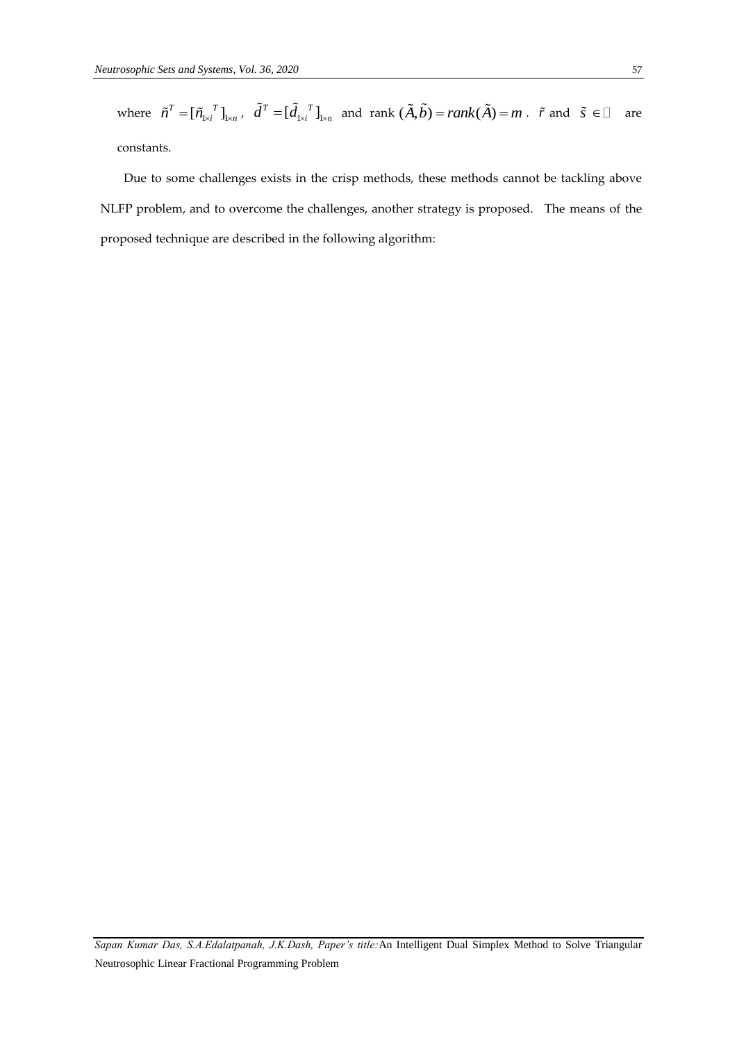where $\tilde{n}^T = [\tilde{n}_{1\times i}{}^T]_{1\times n}$, $\tilde{d}^T = [\tilde{d}_{1\times i}{}^T]_{1\times n}$ and rank $(\tilde{A}, \tilde{b}) = rank(\tilde{A}) = m$. $\tilde{r}$ and $\tilde{s} \in \mathbb{R}$ are constants.

Due to some challenges exists in the crisp methods, these methods cannot be tackling above NLFP problem, and to overcome the challenges, another strategy is proposed. The means of the proposed technique are described in the following algorithm: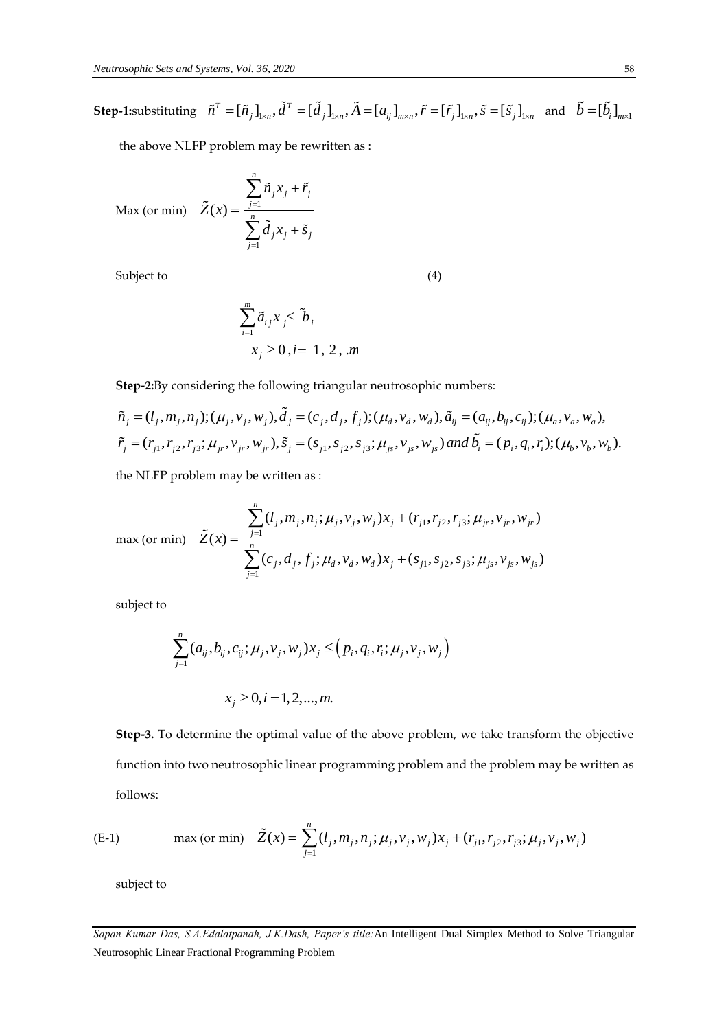**Step-1:**substituting $\tilde{n}^T = [\tilde{n}_j]_{1\times n}, \tilde{d}^T = [\tilde{d}_j]_{1\times n}, \tilde{A} = [a_{ij}]_{m\times n}, \tilde{r} = [\tilde{r}_j]_{1\times n}, \tilde{s} = [\tilde{s}_j]_{1\times n}$ and $\tilde{b} = [\tilde{b}_i]_{m\times 1}$

the above NLFP problem may be rewritten as :

$$\text{Max (or min)} \quad \tilde{Z}(x) = \frac{\sum_{j=1}^{n} \tilde{n}_j x_j + \tilde{r}_j}{\sum_{j=1}^{n} \tilde{d}_j x_j + \tilde{s}_j}$$

Subject to (4)

$$\sum_{i=1}^{m} \tilde{a}_{ij} x_j \leq \tilde{b}_i$$

$$x_j \geq 0, i = 1, 2, .m$$

**Step-2:**By considering the following triangular neutrosophic numbers:

$$\tilde{n}_j = (l_j, m_j, n_j); (\mu_j, v_j, w_j), \tilde{d}_j = (c_j, d_j, f_j); (\mu_d, v_d, w_d), \tilde{a}_{ij} = (a_{ij}, b_{ij}, c_{ij}); (\mu_a, v_a, w_a),$$
$$\tilde{r}_j = (r_{j1}, r_{j2}, r_{j3}; \mu_{jr}, v_{jr}, w_{jr}), \tilde{s}_j = (s_{j1}, s_{j2}, s_{j3}; \mu_{js}, v_{js}, w_{js}) \, and \, \tilde{b}_i = (p_i, q_i, r_i); (\mu_b, v_b, w_b).$$

the NLFP problem may be written as :

$$\text{max (or min)} \quad \tilde{Z}(x) = \frac{\sum_{j=1}^{n} (l_j, m_j, n_j; \mu_j, v_j, w_j) x_j + (r_{j1}, r_{j2}, r_{j3}; \mu_{jr}, v_{jr}, w_{jr})}{\sum_{j=1}^{n} (c_j, d_j, f_j; \mu_d, v_d, w_d) x_j + (s_{j1}, s_{j2}, s_{j3}; \mu_{js}, v_{js}, w_{js})}$$

subject to

$$\sum_{j=1}^{n} (a_{ij}, b_{ij}, c_{ij}; \mu_j, v_j, w_j) x_j \leq \left( p_i, q_i, r_i; \mu_j, v_j, w_j \right)$$

$$x_j \geq 0, i = 1, 2, \ldots, m.$$

**Step-3.** To determine the optimal value of the above problem, we take transform the objective function into two neutrosophic linear programming problem and the problem may be written as follows:

(E-1) $$\text{max (or min)} \quad \tilde{Z}(x) = \sum_{j=1}^{n} (l_j, m_j, n_j; \mu_j, v_j, w_j) x_j + (r_{j1}, r_{j2}, r_{j3}; \mu_j, v_j, w_j)$$

subject to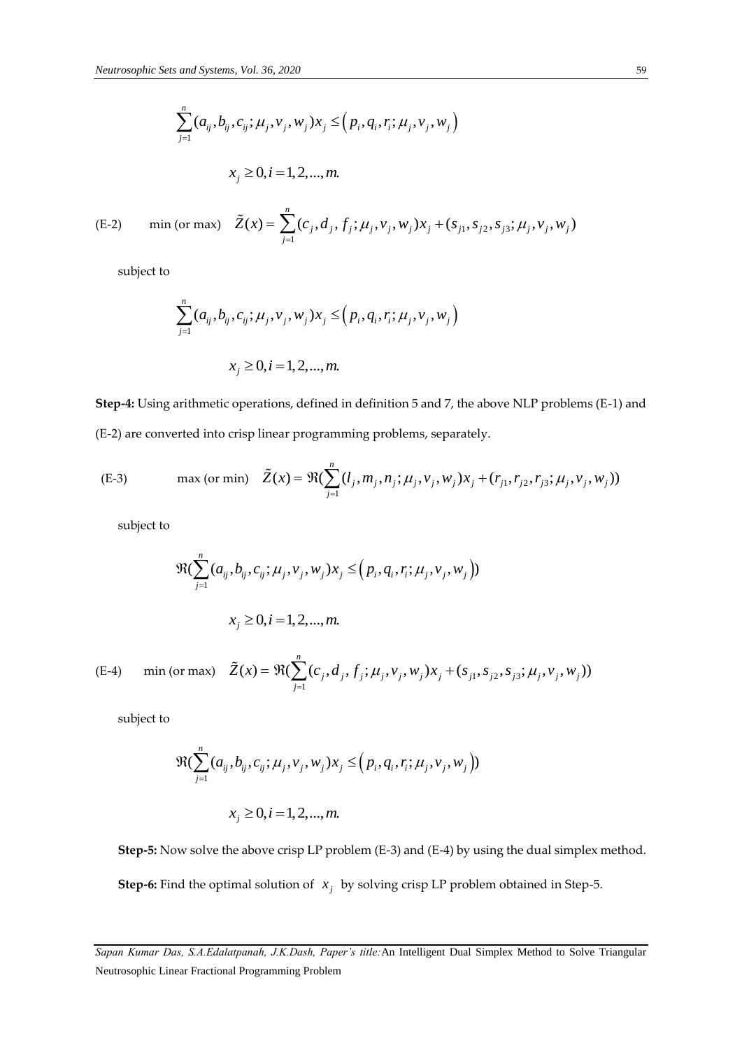$$\sum_{j=1}^{n}(a_{ij},b_{ij},c_{ij};\mu_j,v_j,w_j)x_j \leq \left(p_i,q_i,r_i;\mu_j,v_j,w_j\right)$$

$$x_j \geq 0, i=1,2,...,m.$$

(E-2) $\quad$ min (or max) $\quad \tilde{Z}(x)=\sum_{j=1}^{n}(c_j,d_j,f_j;\mu_j,v_j,w_j)x_j+(s_{j1},s_{j2},s_{j3};\mu_j,v_j,w_j)$

subject to

$$\sum_{j=1}^{n}(a_{ij},b_{ij},c_{ij};\mu_j,v_j,w_j)x_j \leq \left(p_i,q_i,r_i;\mu_j,v_j,w_j\right)$$

$$x_j \geq 0, i=1,2,...,m.$$

**Step-4:** Using arithmetic operations, defined in definition 5 and 7, the above NLP problems (E-1) and (E-2) are converted into crisp linear programming problems, separately.

(E-3) $\quad$ max (or min) $\quad \tilde{Z}(x)=\Re(\sum_{j=1}^{n}(l_j,m_j,n_j;\mu_j,v_j,w_j)x_j+(r_{j1},r_{j2},r_{j3};\mu_j,v_j,w_j))$

subject to

$$\Re(\sum_{j=1}^{n}(a_{ij},b_{ij},c_{ij};\mu_j,v_j,w_j)x_j \leq \left(p_i,q_i,r_i;\mu_j,v_j,w_j\right))$$

$$x_j \geq 0, i=1,2,...,m.$$

(E-4) $\quad$ min (or max) $\quad \tilde{Z}(x)=\Re(\sum_{j=1}^{n}(c_j,d_j,f_j;\mu_j,v_j,w_j)x_j+(s_{j1},s_{j2},s_{j3};\mu_j,v_j,w_j))$

subject to

$$\Re(\sum_{j=1}^{n}(a_{ij},b_{ij},c_{ij};\mu_j,v_j,w_j)x_j \leq \left(p_i,q_i,r_i;\mu_j,v_j,w_j\right))$$

$$x_j \geq 0, i=1,2,...,m.$$

**Step-5:** Now solve the above crisp LP problem (E-3) and (E-4) by using the dual simplex method.

**Step-6:** Find the optimal solution of $x_j$ by solving crisp LP problem obtained in Step-5.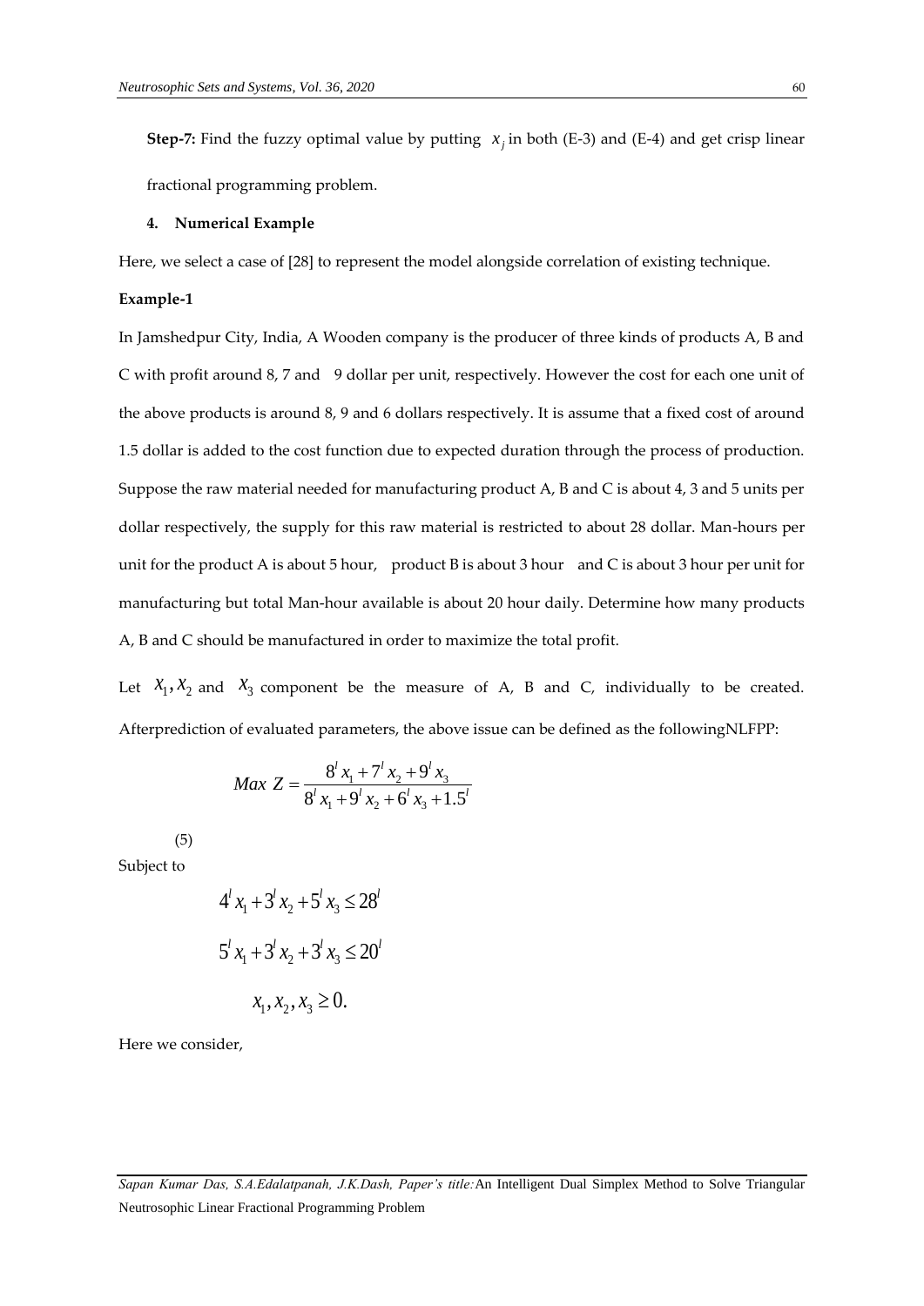**Step-7:** Find the fuzzy optimal value by putting $x_j$ in both (E-3) and (E-4) and get crisp linear fractional programming problem.

## 4. Numerical Example

Here, we select a case of [28] to represent the model alongside correlation of existing technique.

### Example-1

In Jamshedpur City, India, A Wooden company is the producer of three kinds of products A, B and C with profit around 8, 7 and 9 dollar per unit, respectively. However the cost for each one unit of the above products is around 8, 9 and 6 dollars respectively. It is assume that a fixed cost of around 1.5 dollar is added to the cost function due to expected duration through the process of production. Suppose the raw material needed for manufacturing product A, B and C is about 4, 3 and 5 units per dollar respectively, the supply for this raw material is restricted to about 28 dollar. Man-hours per unit for the product A is about 5 hour, product B is about 3 hour and C is about 3 hour per unit for manufacturing but total Man-hour available is about 20 hour daily. Determine how many products A, B and C should be manufactured in order to maximize the total profit.

Let $x_1, x_2$ and $x_3$ component be the measure of A, B and C, individually to be created. Afterprediction of evaluated parameters, the above issue can be defined as the followingNLFPP:

$$Max\ Z = \frac{8^l x_1 + 7^l x_2 + 9^l x_3}{8^l x_1 + 9^l x_2 + 6^l x_3 + 1.5^l} \tag{5}$$

Subject to

$$4^l x_1 + 3^l x_2 + 5^l x_3 \leq 28^l$$

$$5^l x_1 + 3^l x_2 + 3^l x_3 \leq 20^l$$

$$x_1, x_2, x_3 \geq 0.$$

Here we consider,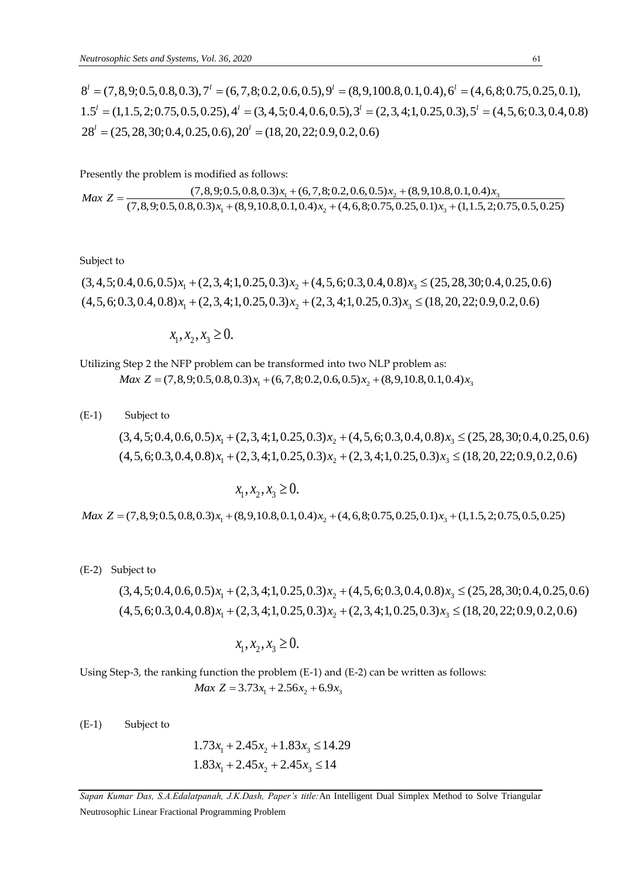$8^l = (7,8,9;0.5,0.8,0.3), 7^l = (6,7,8;0.2,0.6,0.5), 9^l = (8,9,100.8,0.1,0.4), 6^l = (4,6,8;0.75,0.25,0.1),$
$1.5^l = (1,1.5,2;0.75,0.5,0.25), 4^l = (3,4,5;0.4,0.6,0.5), 3^l = (2,3,4;1,0.25,0.3), 5^l = (4,5,6;0.3,0.4,0.8)$
$28^l = (25,28,30;0.4,0.25,0.6), 20^l = (18,20,22;0.9,0.2,0.6)$

Presently the problem is modified as follows:

$$Max\ Z = \frac{(7,8,9;0.5,0.8,0.3)x_1 + (6,7,8;0.2,0.6,0.5)x_2 + (8,9,10.8,0.1,0.4)x_3}{(7,8,9;0.5,0.8,0.3)x_1 + (8,9,10.8,0.1,0.4)x_2 + (4,6,8;0.75,0.25,0.1)x_3 + (1,1.5,2;0.75,0.5,0.25)}$$

Subject to

$$(3,4,5;0.4,0.6,0.5)x_1 + (2,3,4;1,0.25,0.3)x_2 + (4,5,6;0.3,0.4,0.8)x_3 \le (25,28,30;0.4,0.25,0.6)$$
$$(4,5,6;0.3,0.4,0.8)x_1 + (2,3,4;1,0.25,0.3)x_2 + (2,3,4;1,0.25,0.3)x_3 \le (18,20,22;0.9,0.2,0.6)$$

$$x_1, x_2, x_3 \ge 0.$$

Utilizing Step 2 the NFP problem can be transformed into two NLP problem as:

$$Max\ Z = (7,8,9;0.5,0.8,0.3)x_1 + (6,7,8;0.2,0.6,0.5)x_2 + (8,9,10.8,0.1,0.4)x_3$$

(E-1) Subject to

$$(3,4,5;0.4,0.6,0.5)x_1 + (2,3,4;1,0.25,0.3)x_2 + (4,5,6;0.3,0.4,0.8)x_3 \le (25,28,30;0.4,0.25,0.6)$$
$$(4,5,6;0.3,0.4,0.8)x_1 + (2,3,4;1,0.25,0.3)x_2 + (2,3,4;1,0.25,0.3)x_3 \le (18,20,22;0.9,0.2,0.6)$$

$$x_1, x_2, x_3 \ge 0.$$

$$Max\ Z = (7,8,9;0.5,0.8,0.3)x_1 + (8,9,10.8,0.1,0.4)x_2 + (4,6,8;0.75,0.25,0.1)x_3 + (1,1.5,2;0.75,0.5,0.25)$$

(E-2) Subject to

$$(3,4,5;0.4,0.6,0.5)x_1 + (2,3,4;1,0.25,0.3)x_2 + (4,5,6;0.3,0.4,0.8)x_3 \le (25,28,30;0.4,0.25,0.6)$$
$$(4,5,6;0.3,0.4,0.8)x_1 + (2,3,4;1,0.25,0.3)x_2 + (2,3,4;1,0.25,0.3)x_3 \le (18,20,22;0.9,0.2,0.6)$$

$$x_1, x_2, x_3 \ge 0.$$

Using Step-3, the ranking function the problem (E-1) and (E-2) can be written as follows:

$$Max\ Z = 3.73x_1 + 2.56x_2 + 6.9x_3$$

(E-1) Subject to

$$1.73x_1 + 2.45x_2 + 1.83x_3 \le 14.29$$
$$1.83x_1 + 2.45x_2 + 2.45x_3 \le 14$$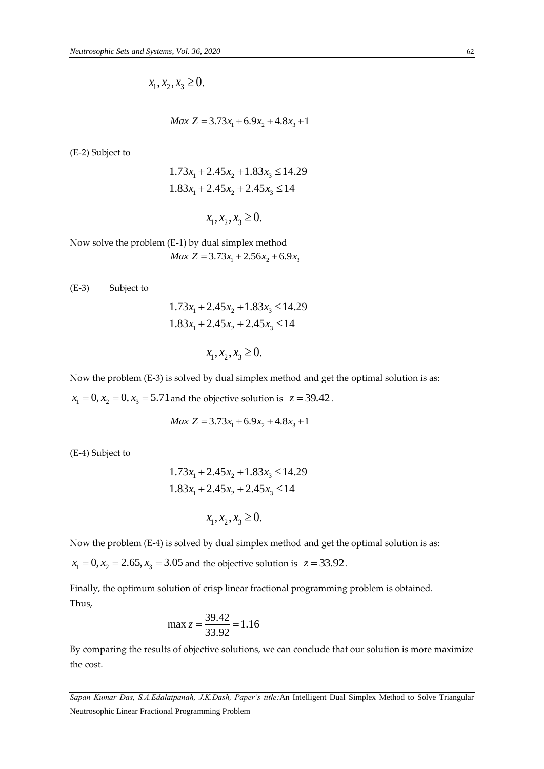$$x_1, x_2, x_3 \geq 0.$$

$$Max\ Z = 3.73x_1 + 6.9x_2 + 4.8x_3 + 1$$

(E-2) Subject to

$$1.73x_1 + 2.45x_2 + 1.83x_3 \leq 14.29$$
$$1.83x_1 + 2.45x_2 + 2.45x_3 \leq 14$$

$$x_1, x_2, x_3 \geq 0.$$

Now solve the problem (E-1) by dual simplex method

$$Max\ Z = 3.73x_1 + 2.56x_2 + 6.9x_3$$

(E-3) Subject to

$$1.73x_1 + 2.45x_2 + 1.83x_3 \leq 14.29$$
$$1.83x_1 + 2.45x_2 + 2.45x_3 \leq 14$$

$$x_1, x_2, x_3 \geq 0.$$

Now the problem (E-3) is solved by dual simplex method and get the optimal solution is as:

$x_1 = 0, x_2 = 0, x_3 = 5.71$ and the objective solution is $z = 39.42$.

$$Max\ Z = 3.73x_1 + 6.9x_2 + 4.8x_3 + 1$$

(E-4) Subject to

$$1.73x_1 + 2.45x_2 + 1.83x_3 \leq 14.29$$
$$1.83x_1 + 2.45x_2 + 2.45x_3 \leq 14$$

$$x_1, x_2, x_3 \geq 0.$$

Now the problem (E-4) is solved by dual simplex method and get the optimal solution is as:

$x_1 = 0, x_2 = 2.65, x_3 = 3.05$ and the objective solution is $z = 33.92$.

Finally, the optimum solution of crisp linear fractional programming problem is obtained.

Thus,

$$\max z = \frac{39.42}{33.92} = 1.16$$

By comparing the results of objective solutions, we can conclude that our solution is more maximize the cost.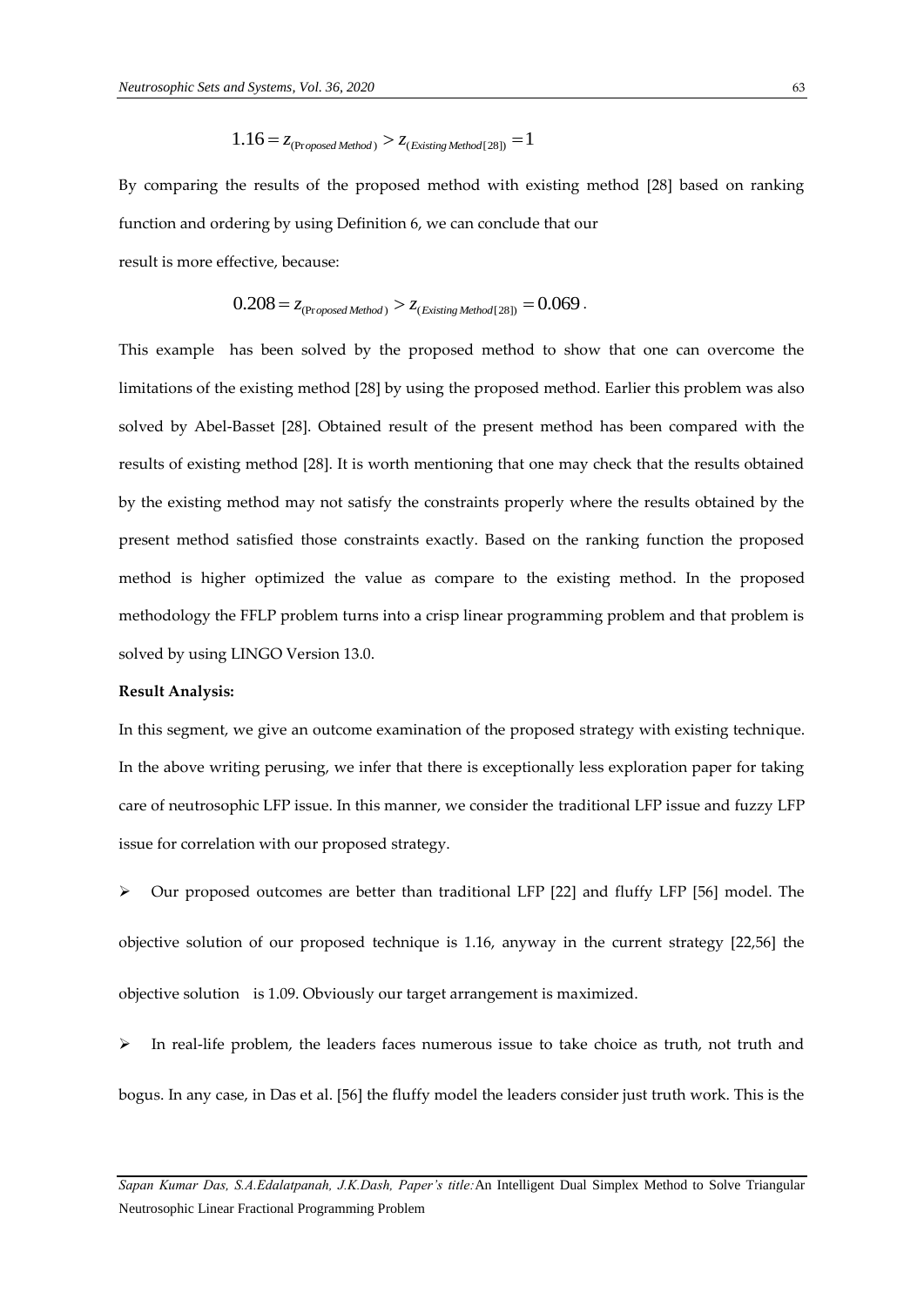$$1.16 = z_{(Proposed\ Method)} > z_{(Existing\ Method[28])} = 1$$

By comparing the results of the proposed method with existing method [28] based on ranking function and ordering by using Definition 6, we can conclude that our result is more effective, because:

$$0.208 = z_{(Proposed\ Method)} > z_{(Existing\ Method[28])} = 0.069.$$

This example has been solved by the proposed method to show that one can overcome the limitations of the existing method [28] by using the proposed method. Earlier this problem was also solved by Abel-Basset [28]. Obtained result of the present method has been compared with the results of existing method [28]. It is worth mentioning that one may check that the results obtained by the existing method may not satisfy the constraints properly where the results obtained by the present method satisfied those constraints exactly. Based on the ranking function the proposed method is higher optimized the value as compare to the existing method. In the proposed methodology the FFLP problem turns into a crisp linear programming problem and that problem is solved by using LINGO Version 13.0.

**Result Analysis:**

In this segment, we give an outcome examination of the proposed strategy with existing technique. In the above writing perusing, we infer that there is exceptionally less exploration paper for taking care of neutrosophic LFP issue. In this manner, we consider the traditional LFP issue and fuzzy LFP issue for correlation with our proposed strategy.

- Our proposed outcomes are better than traditional LFP [22] and fluffy LFP [56] model. The objective solution of our proposed technique is 1.16, anyway in the current strategy [22,56] the objective solution is 1.09. Obviously our target arrangement is maximized.
- In real-life problem, the leaders faces numerous issue to take choice as truth, not truth and bogus. In any case, in Das et al. [56] the fluffy model the leaders consider just truth work. This is the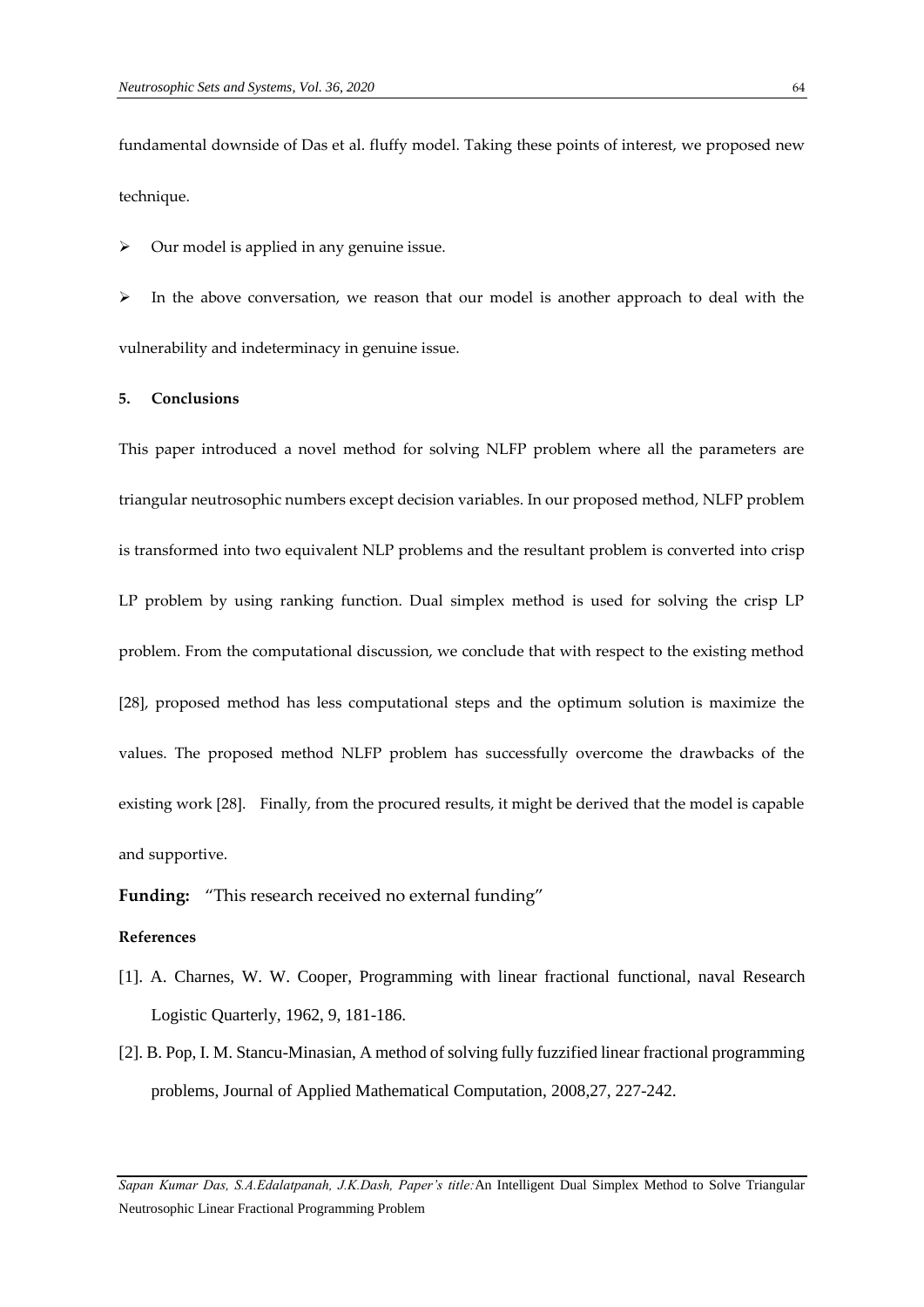fundamental downside of Das et al. fluffy model. Taking these points of interest, we proposed new technique.

- Our model is applied in any genuine issue.
- In the above conversation, we reason that our model is another approach to deal with the vulnerability and indeterminacy in genuine issue.

## 5. Conclusions

This paper introduced a novel method for solving NLFP problem where all the parameters are triangular neutrosophic numbers except decision variables. In our proposed method, NLFP problem is transformed into two equivalent NLP problems and the resultant problem is converted into crisp LP problem by using ranking function. Dual simplex method is used for solving the crisp LP problem. From the computational discussion, we conclude that with respect to the existing method [28], proposed method has less computational steps and the optimum solution is maximize the values. The proposed method NLFP problem has successfully overcome the drawbacks of the existing work [28]. Finally, from the procured results, it might be derived that the model is capable and supportive.

**Funding:** "This research received no external funding"

## References

[1]. A. Charnes, W. W. Cooper, Programming with linear fractional functional, naval Research Logistic Quarterly, 1962, 9, 181-186.

[2]. B. Pop, I. M. Stancu-Minasian, A method of solving fully fuzzified linear fractional programming problems, Journal of Applied Mathematical Computation, 2008,27, 227-242.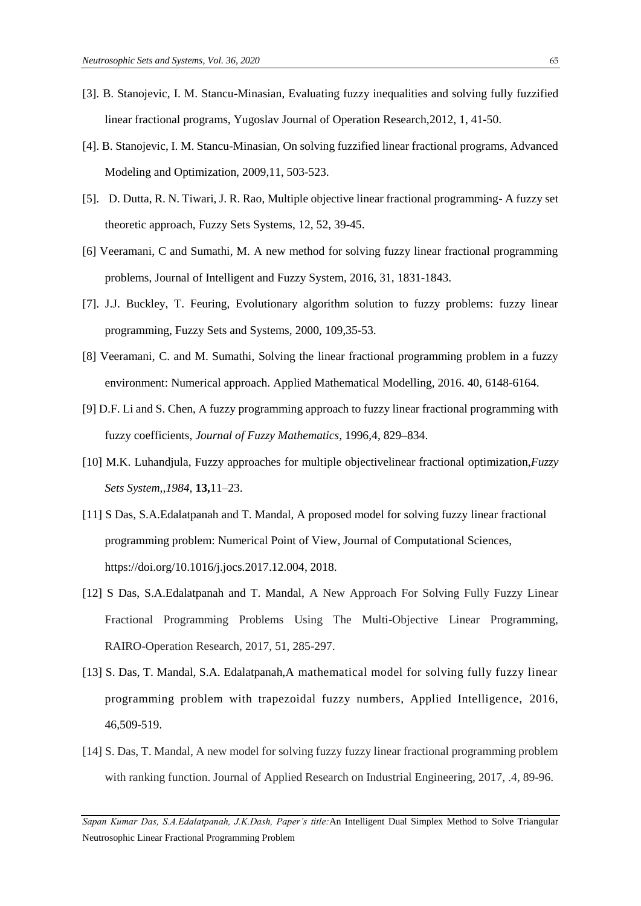[3]. B. Stanojevic, I. M. Stancu-Minasian, Evaluating fuzzy inequalities and solving fully fuzzified linear fractional programs, Yugoslav Journal of Operation Research,2012, 1, 41-50.

[4]. B. Stanojevic, I. M. Stancu-Minasian, On solving fuzzified linear fractional programs, Advanced Modeling and Optimization, 2009,11, 503-523.

[5]. D. Dutta, R. N. Tiwari, J. R. Rao, Multiple objective linear fractional programming- A fuzzy set theoretic approach, Fuzzy Sets Systems, 12, 52, 39-45.

[6] Veeramani, C and Sumathi, M. A new method for solving fuzzy linear fractional programming problems, Journal of Intelligent and Fuzzy System, 2016, 31, 1831-1843.

[7]. J.J. Buckley, T. Feuring, Evolutionary algorithm solution to fuzzy problems: fuzzy linear programming, Fuzzy Sets and Systems, 2000, 109,35-53.

[8] Veeramani, C. and M. Sumathi, Solving the linear fractional programming problem in a fuzzy environment: Numerical approach. Applied Mathematical Modelling, 2016. 40, 6148-6164.

[9] D.F. Li and S. Chen, A fuzzy programming approach to fuzzy linear fractional programming with fuzzy coefficients, *Journal of Fuzzy Mathematics*, 1996,4, 829–834.

[10] M.K. Luhandjula, Fuzzy approaches for multiple objectivelinear fractional optimization,*Fuzzy Sets System,,1984,* **13,**11–23.

[11] S Das, S.A.Edalatpanah and T. Mandal, A proposed model for solving fuzzy linear fractional programming problem: Numerical Point of View, Journal of Computational Sciences, https://doi.org/10.1016/j.jocs.2017.12.004, 2018.

[12] S Das, S.A.Edalatpanah and T. Mandal, A New Approach For Solving Fully Fuzzy Linear Fractional Programming Problems Using The Multi-Objective Linear Programming, RAIRO-Operation Research, 2017, 51, 285-297.

[13] S. Das, T. Mandal, S.A. Edalatpanah,A mathematical model for solving fully fuzzy linear programming problem with trapezoidal fuzzy numbers, Applied Intelligence, 2016, 46,509-519.

[14] S. Das, T. Mandal, A new model for solving fuzzy fuzzy linear fractional programming problem with ranking function. Journal of Applied Research on Industrial Engineering, 2017, .4, 89-96.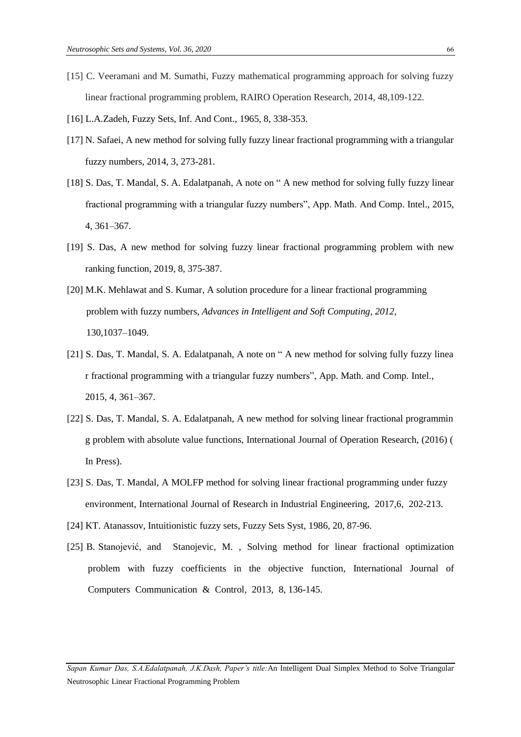[15] C. Veeramani and M. Sumathi, Fuzzy mathematical programming approach for solving fuzzy linear fractional programming problem, RAIRO Operation Research, 2014, 48,109-122.

[16] L.A.Zadeh, Fuzzy Sets, Inf. And Cont., 1965, 8, 338-353.

[17] N. Safaei, A new method for solving fully fuzzy linear fractional programming with a triangular fuzzy numbers, 2014, 3, 273-281.

[18] S. Das, T. Mandal, S. A. Edalatpanah, A note on " A new method for solving fully fuzzy linear fractional programming with a triangular fuzzy numbers", App. Math. And Comp. Intel., 2015, 4, 361–367.

[19] S. Das, A new method for solving fuzzy linear fractional programming problem with new ranking function, 2019, 8, 375-387.

[20] M.K. Mehlawat and S. Kumar, A solution procedure for a linear fractional programming problem with fuzzy numbers, *Advances in Intelligent and Soft Computing, 2012,* 130,1037–1049.

[21] S. Das, T. Mandal, S. A. Edalatpanah, A note on " A new method for solving fully fuzzy linea r fractional programming with a triangular fuzzy numbers", App. Math. and Comp. Intel., 2015, 4, 361–367.

[22] S. Das, T. Mandal, S. A. Edalatpanah, A new method for solving linear fractional programmin g problem with absolute value functions, International Journal of Operation Research, (2016) ( In Press).

[23] S. Das, T. Mandal, A MOLFP method for solving linear fractional programming under fuzzy environment, International Journal of Research in Industrial Engineering, 2017,6, 202-213.

[24] KT. Atanassov, Intuitionistic fuzzy sets, Fuzzy Sets Syst, 1986, 20, 87-96.

[25] B. Stanojević, and Stanojevic, M. , Solving method for linear fractional optimization problem with fuzzy coefficients in the objective function, International Journal of Computers Communication & Control, 2013, 8, 136-145.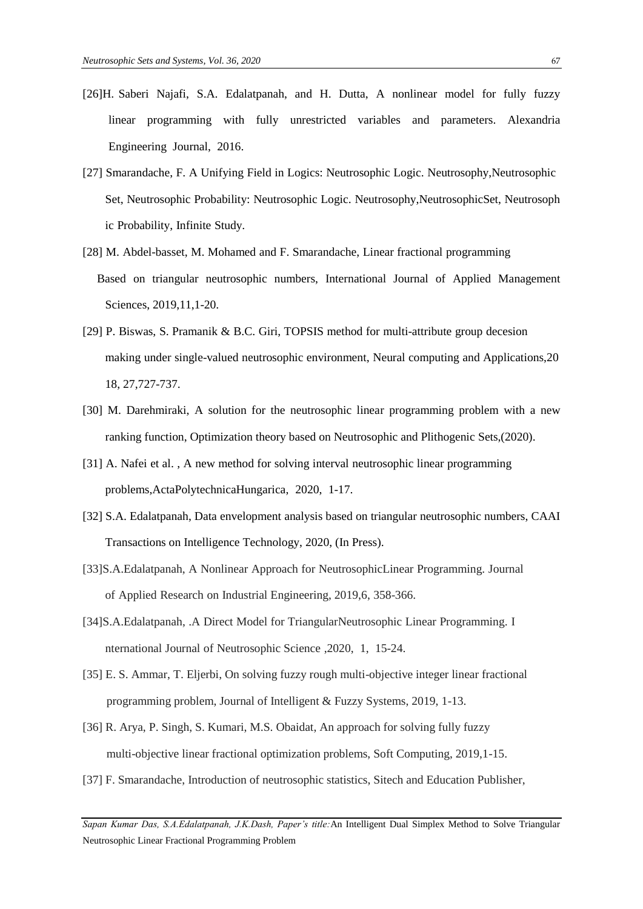[26]H. Saberi Najafi, S.A. Edalatpanah, and H. Dutta, A nonlinear model for fully fuzzy linear programming with fully unrestricted variables and parameters. Alexandria Engineering Journal, 2016.

[27] Smarandache, F. A Unifying Field in Logics: Neutrosophic Logic. Neutrosophy,Neutrosophic Set, Neutrosophic Probability: Neutrosophic Logic. Neutrosophy,NeutrosophicSet, Neutrosoph ic Probability, Infinite Study.

[28] M. Abdel-basset, M. Mohamed and F. Smarandache, Linear fractional programming Based on triangular neutrosophic numbers, International Journal of Applied Management Sciences, 2019,11,1-20.

[29] P. Biswas, S. Pramanik & B.C. Giri, TOPSIS method for multi-attribute group decesion making under single-valued neutrosophic environment, Neural computing and Applications,20 18, 27,727-737.

[30] M. Darehmiraki, A solution for the neutrosophic linear programming problem with a new ranking function, Optimization theory based on Neutrosophic and Plithogenic Sets,(2020).

[31] A. Nafei et al. , A new method for solving interval neutrosophic linear programming problems,ActaPolytechnicaHungarica, 2020, 1-17.

[32] S.A. Edalatpanah, Data envelopment analysis based on triangular neutrosophic numbers, CAAI Transactions on Intelligence Technology, 2020, (In Press).

[33]S.A.Edalatpanah, A Nonlinear Approach for NeutrosophicLinear Programming. Journal of Applied Research on Industrial Engineering, 2019,6, 358-366.

[34]S.A.Edalatpanah, .A Direct Model for TriangularNeutrosophic Linear Programming. I nternational Journal of Neutrosophic Science ,2020, 1, 15-24.

[35] E. S. Ammar, T. Eljerbi, On solving fuzzy rough multi-objective integer linear fractional programming problem, Journal of Intelligent & Fuzzy Systems, 2019, 1-13.

[36] R. Arya, P. Singh, S. Kumari, M.S. Obaidat, An approach for solving fully fuzzy multi-objective linear fractional optimization problems, Soft Computing, 2019,1-15.

[37] F. Smarandache, Introduction of neutrosophic statistics, Sitech and Education Publisher,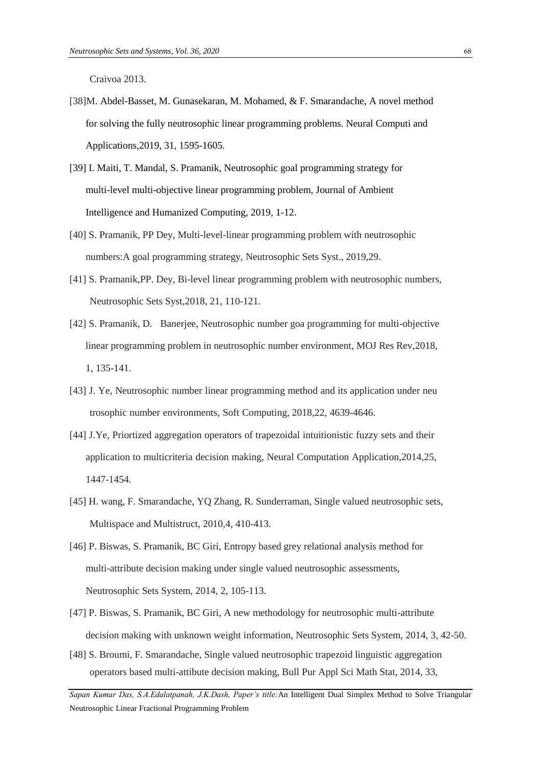Craivoa 2013.

[38]M. Abdel-Basset, M. Gunasekaran, M. Mohamed, & F. Smarandache, A novel method for solving the fully neutrosophic linear programming problems. Neural Computi and Applications,2019, 31, 1595-1605.

[39] I. Maiti, T. Mandal, S. Pramanik, Neutrosophic goal programming strategy for multi-level multi-objective linear programming problem, Journal of Ambient Intelligence and Humanized Computing, 2019, 1-12.

[40] S. Pramanik, PP Dey, Multi-level-linear programming problem with neutrosophic numbers:A goal programming strategy, Neutrosophic Sets Syst., 2019,29.

[41] S. Pramanik,PP. Dey, Bi-level linear programming problem with neutrosophic numbers, Neutrosophic Sets Syst,2018, 21, 110-121.

[42] S. Pramanik, D. Banerjee, Neutrosophic number goa programming for multi-objective linear programming problem in neutrosophic number environment, MOJ Res Rev,2018, 1, 135-141.

[43] J. Ye, Neutrosophic number linear programming method and its application under neu trosophic number environments, Soft Computing, 2018,22, 4639-4646.

[44] J.Ye, Priortized aggregation operators of trapezoidal intuitionistic fuzzy sets and their application to multicriteria decision making, Neural Computation Application,2014,25, 1447-1454.

[45] H. wang, F. Smarandache, YQ Zhang, R. Sunderraman, Single valued neutrosophic sets, Multispace and Multistruct, 2010,4, 410-413.

[46] P. Biswas, S. Pramanik, BC Giri, Entropy based grey relational analysis method for multi-attribute decision making under single valued neutrosophic assessments, Neutrosophic Sets System, 2014, 2, 105-113.

[47] P. Biswas, S. Pramanik, BC Giri, A new methodology for neutrosophic multi-attribute decision making with unknown weight information, Neutrosophic Sets System, 2014, 3, 42-50.

[48] S. Broumi, F. Smarandache, Single valued neutrosophic trapezoid linguistic aggregation operators based multi-attibute decision making, Bull Pur Appl Sci Math Stat, 2014, 33,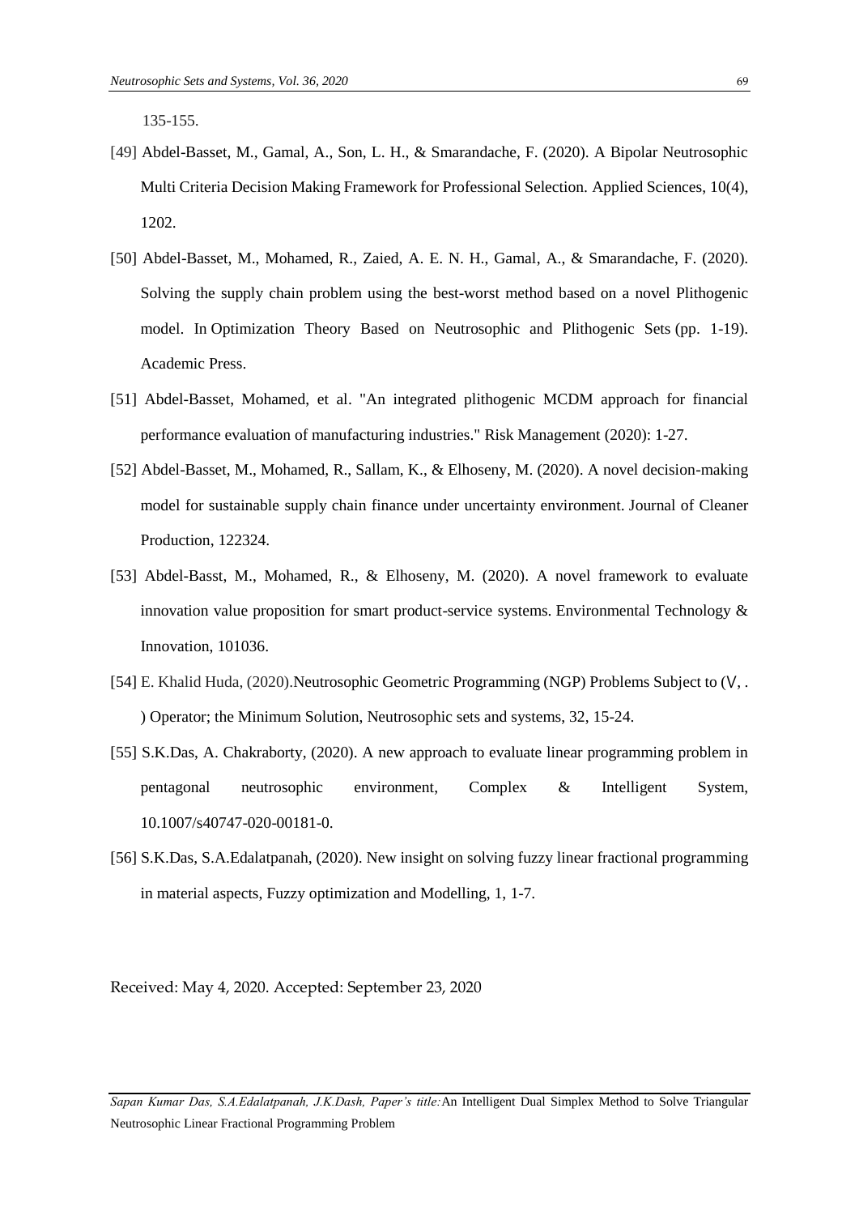135-155.

[49] Abdel-Basset, M., Gamal, A., Son, L. H., & Smarandache, F. (2020). A Bipolar Neutrosophic Multi Criteria Decision Making Framework for Professional Selection. Applied Sciences, 10(4), 1202.

[50] Abdel-Basset, M., Mohamed, R., Zaied, A. E. N. H., Gamal, A., & Smarandache, F. (2020). Solving the supply chain problem using the best-worst method based on a novel Plithogenic model. In Optimization Theory Based on Neutrosophic and Plithogenic Sets (pp. 1-19). Academic Press.

[51] Abdel-Basset, Mohamed, et al. "An integrated plithogenic MCDM approach for financial performance evaluation of manufacturing industries." Risk Management (2020): 1-27.

[52] Abdel-Basset, M., Mohamed, R., Sallam, K., & Elhoseny, M. (2020). A novel decision-making model for sustainable supply chain finance under uncertainty environment. Journal of Cleaner Production, 122324.

[53] Abdel-Basst, M., Mohamed, R., & Elhoseny, M. (2020). A novel framework to evaluate innovation value proposition for smart product-service systems. Environmental Technology & Innovation, 101036.

[54] E. Khalid Huda, (2020).Neutrosophic Geometric Programming (NGP) Problems Subject to (⋁, . ) Operator; the Minimum Solution, Neutrosophic sets and systems, 32, 15-24.

[55] S.K.Das, A. Chakraborty, (2020). A new approach to evaluate linear programming problem in pentagonal neutrosophic environment, Complex & Intelligent System, 10.1007/s40747-020-00181-0.

[56] S.K.Das, S.A.Edalatpanah, (2020). New insight on solving fuzzy linear fractional programming in material aspects, Fuzzy optimization and Modelling, 1, 1-7.

Received: May 4, 2020. Accepted: September 23, 2020